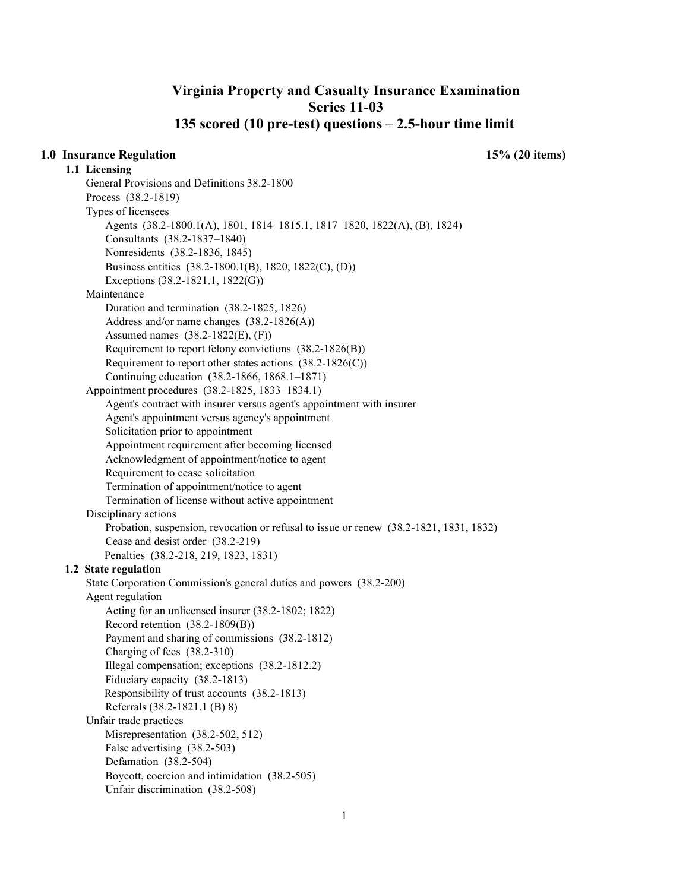# Virginia Property and Casualty Insurance Examination
# Series 11-03
# 135 scored (10 pre-test) questions – 2.5-hour time limit

## 1.0 Insurance Regulation — 15% (20 items)

### 1.1 Licensing

- General Provisions and Definitions 38.2-1800
- Process (38.2-1819)
- Types of licensees
  - Agents (38.2-1800.1(A), 1801, 1814–1815.1, 1817–1820, 1822(A), (B), 1824)
  - Consultants (38.2-1837–1840)
  - Nonresidents (38.2-1836, 1845)
  - Business entities (38.2-1800.1(B), 1820, 1822(C), (D))
  - Exceptions (38.2-1821.1, 1822(G))
- Maintenance
  - Duration and termination (38.2-1825, 1826)
  - Address and/or name changes (38.2-1826(A))
  - Assumed names (38.2-1822(E), (F))
  - Requirement to report felony convictions (38.2-1826(B))
  - Requirement to report other states actions (38.2-1826(C))
  - Continuing education (38.2-1866, 1868.1–1871)
- Appointment procedures (38.2-1825, 1833–1834.1)
  - Agent's contract with insurer versus agent's appointment with insurer
  - Agent's appointment versus agency's appointment
  - Solicitation prior to appointment
  - Appointment requirement after becoming licensed
  - Acknowledgment of appointment/notice to agent
  - Requirement to cease solicitation
  - Termination of appointment/notice to agent
  - Termination of license without active appointment
- Disciplinary actions
  - Probation, suspension, revocation or refusal to issue or renew (38.2-1821, 1831, 1832)
  - Cease and desist order (38.2-219)
  - Penalties (38.2-218, 219, 1823, 1831)

### 1.2 State regulation

- State Corporation Commission's general duties and powers (38.2-200)
- Agent regulation
  - Acting for an unlicensed insurer (38.2-1802; 1822)
  - Record retention (38.2-1809(B))
  - Payment and sharing of commissions (38.2-1812)
  - Charging of fees (38.2-310)
  - Illegal compensation; exceptions (38.2-1812.2)
  - Fiduciary capacity (38.2-1813)
  - Responsibility of trust accounts (38.2-1813)
  - Referrals (38.2-1821.1 (B) 8)
- Unfair trade practices
  - Misrepresentation (38.2-502, 512)
  - False advertising (38.2-503)
  - Defamation (38.2-504)
  - Boycott, coercion and intimidation (38.2-505)
  - Unfair discrimination (38.2-508)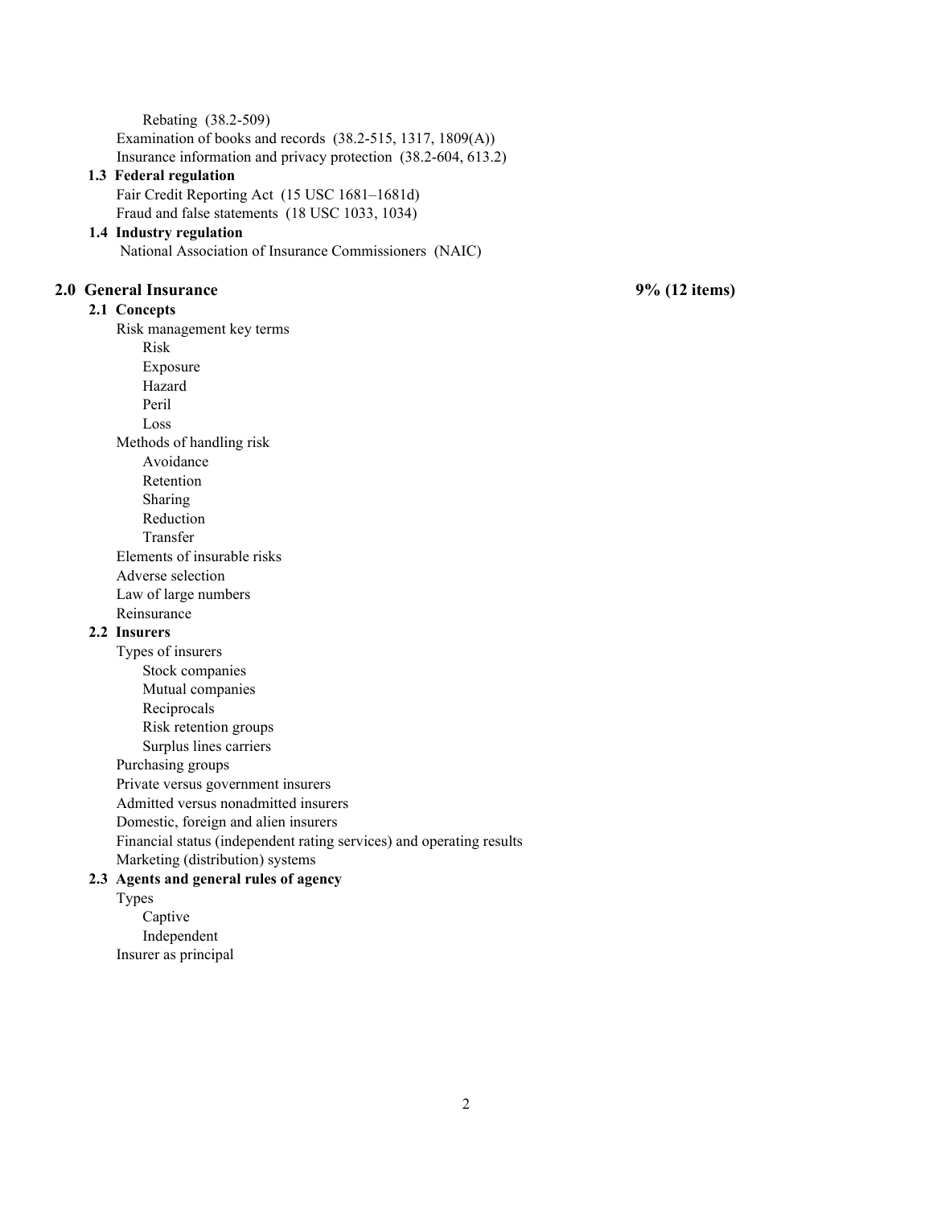- Rebating (38.2-509)
- Examination of books and records (38.2-515, 1317, 1809(A))
- Insurance information and privacy protection (38.2-604, 613.2)

### 1.3 Federal regulation

- Fair Credit Reporting Act (15 USC 1681–1681d)
- Fraud and false statements (18 USC 1033, 1034)

### 1.4 Industry regulation

- National Association of Insurance Commissioners (NAIC)

## 2.0 General Insurance — 9% (12 items)

### 2.1 Concepts

- Risk management key terms
  - Risk
  - Exposure
  - Hazard
  - Peril
  - Loss
- Methods of handling risk
  - Avoidance
  - Retention
  - Sharing
  - Reduction
  - Transfer
- Elements of insurable risks
- Adverse selection
- Law of large numbers
- Reinsurance

### 2.2 Insurers

- Types of insurers
  - Stock companies
  - Mutual companies
  - Reciprocals
  - Risk retention groups
  - Surplus lines carriers
- Purchasing groups
- Private versus government insurers
- Admitted versus nonadmitted insurers
- Domestic, foreign and alien insurers
- Financial status (independent rating services) and operating results
- Marketing (distribution) systems

### 2.3 Agents and general rules of agency

- Types
  - Captive
  - Independent
- Insurer as principal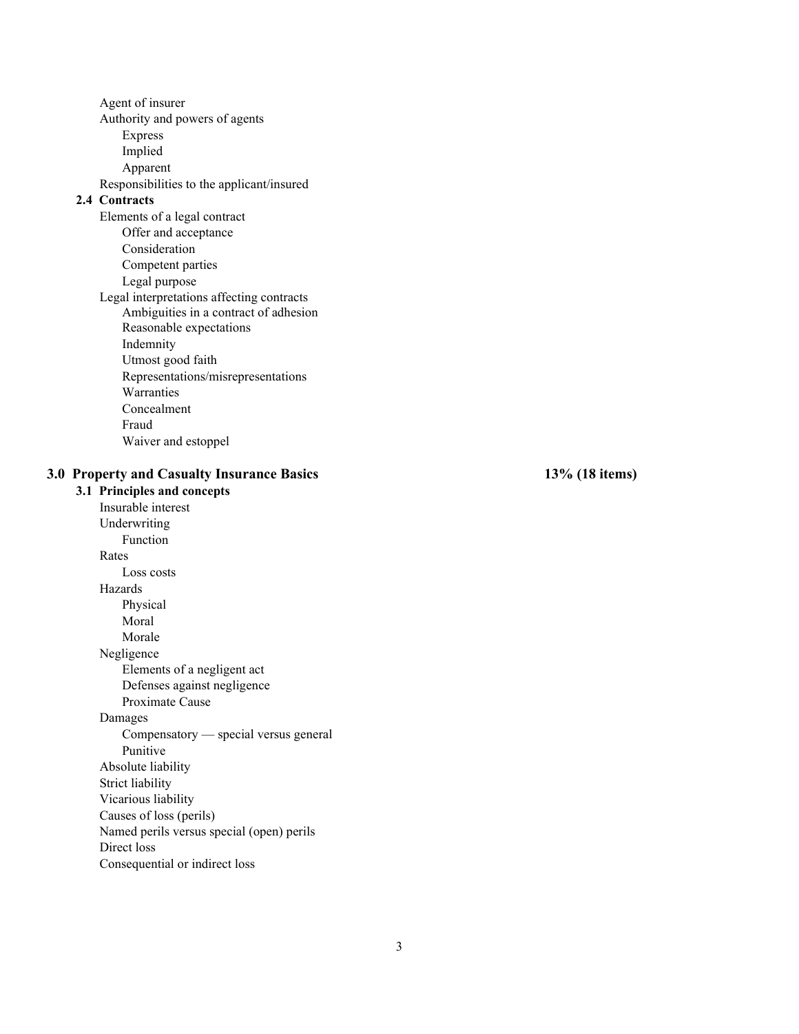- Agent of insurer
- Authority and powers of agents
  - Express
  - Implied
  - Apparent
- Responsibilities to the applicant/insured

### 2.4 Contracts

- Elements of a legal contract
  - Offer and acceptance
  - Consideration
  - Competent parties
  - Legal purpose
- Legal interpretations affecting contracts
  - Ambiguities in a contract of adhesion
  - Reasonable expectations
  - Indemnity
  - Utmost good faith
  - Representations/misrepresentations
  - Warranties
  - Concealment
  - Fraud
  - Waiver and estoppel

## 3.0 Property and Casualty Insurance Basics — 13% (18 items)

### 3.1 Principles and concepts

- Insurable interest
- Underwriting
  - Function
- Rates
  - Loss costs
- Hazards
  - Physical
  - Moral
  - Morale
- Negligence
  - Elements of a negligent act
  - Defenses against negligence
  - Proximate Cause
- Damages
  - Compensatory — special versus general
  - Punitive
- Absolute liability
- Strict liability
- Vicarious liability
- Causes of loss (perils)
- Named perils versus special (open) perils
- Direct loss
- Consequential or indirect loss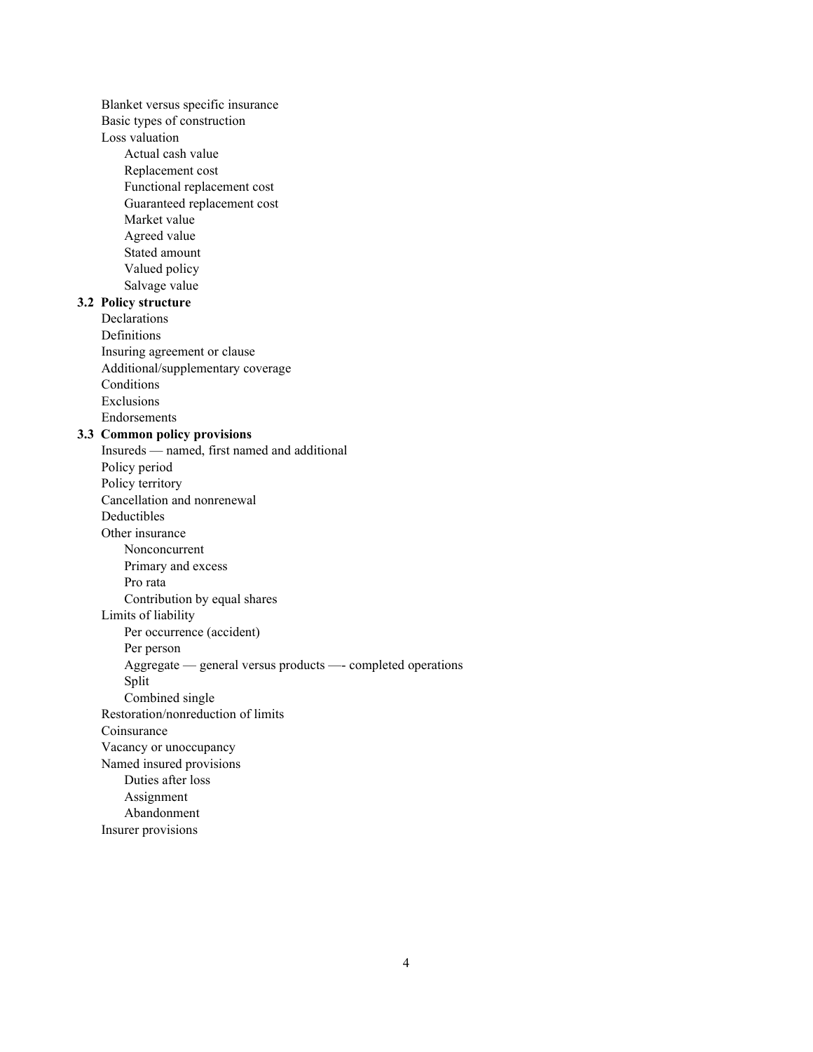- Blanket versus specific insurance
- Basic types of construction
- Loss valuation
  - Actual cash value
  - Replacement cost
  - Functional replacement cost
  - Guaranteed replacement cost
  - Market value
  - Agreed value
  - Stated amount
  - Valued policy
  - Salvage value

**3.2 Policy structure**

- Declarations
- Definitions
- Insuring agreement or clause
- Additional/supplementary coverage
- Conditions
- Exclusions
- Endorsements

**3.3 Common policy provisions**

- Insureds — named, first named and additional
- Policy period
- Policy territory
- Cancellation and nonrenewal
- Deductibles
- Other insurance
  - Nonconcurrent
  - Primary and excess
  - Pro rata
  - Contribution by equal shares
- Limits of liability
  - Per occurrence (accident)
  - Per person
  - Aggregate — general versus products —- completed operations
  - Split
  - Combined single
- Restoration/nonreduction of limits
- Coinsurance
- Vacancy or unoccupancy
- Named insured provisions
  - Duties after loss
  - Assignment
  - Abandonment
- Insurer provisions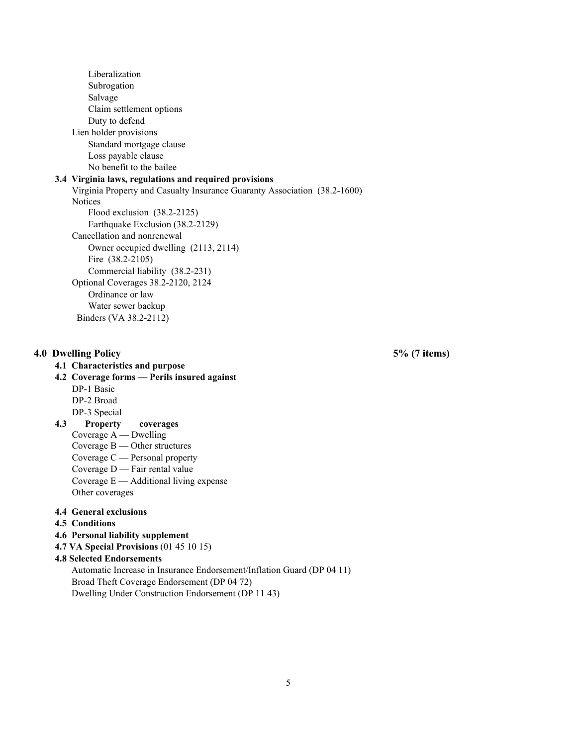- Liberalization
- Subrogation
- Salvage
- Claim settlement options
- Duty to defend

Lien holder provisions

- Standard mortgage clause
- Loss payable clause
- No benefit to the bailee

**3.4 Virginia laws, regulations and required provisions**

Virginia Property and Casualty Insurance Guaranty Association (38.2-1600)

Notices

- Flood exclusion (38.2-2125)
- Earthquake Exclusion (38.2-2129)

Cancellation and nonrenewal

- Owner occupied dwelling (2113, 2114)
- Fire (38.2-2105)
- Commercial liability (38.2-231)

Optional Coverages 38.2-2120, 2124

- Ordinance or law
- Water sewer backup

Binders (VA 38.2-2112)

## 4.0 Dwelling Policy — 5% (7 items)

**4.1 Characteristics and purpose**

**4.2 Coverage forms — Perils insured against**

- DP-1 Basic
- DP-2 Broad
- DP-3 Special

**4.3 Property coverages**

- Coverage A — Dwelling
- Coverage B — Other structures
- Coverage C — Personal property
- Coverage D — Fair rental value
- Coverage E — Additional living expense
- Other coverages

**4.4 General exclusions**

**4.5 Conditions**

**4.6 Personal liability supplement**

**4.7 VA Special Provisions** (01 45 10 15)

**4.8 Selected Endorsements**

- Automatic Increase in Insurance Endorsement/Inflation Guard (DP 04 11)
- Broad Theft Coverage Endorsement (DP 04 72)
- Dwelling Under Construction Endorsement (DP 11 43)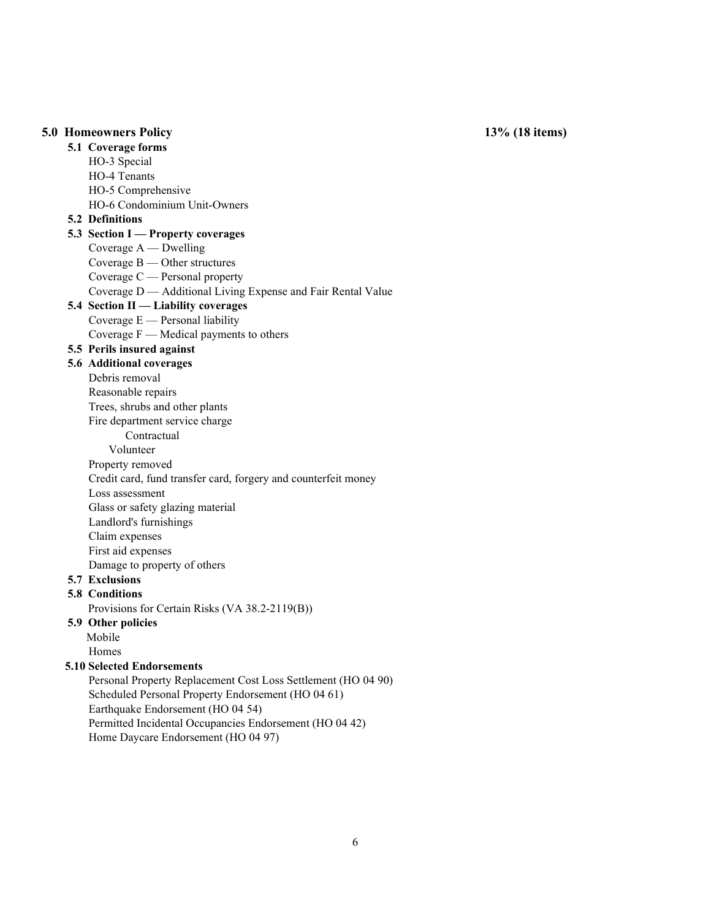## 5.0 Homeowners Policy — 13% (18 items)

### 5.1 Coverage forms

- HO-3 Special
- HO-4 Tenants
- HO-5 Comprehensive
- HO-6 Condominium Unit-Owners

### 5.2 Definitions

### 5.3 Section I — Property coverages

- Coverage A — Dwelling
- Coverage B — Other structures
- Coverage C — Personal property
- Coverage D — Additional Living Expense and Fair Rental Value

### 5.4 Section II — Liability coverages

- Coverage E — Personal liability
- Coverage F — Medical payments to others

### 5.5 Perils insured against

### 5.6 Additional coverages

- Debris removal
- Reasonable repairs
- Trees, shrubs and other plants
- Fire department service charge
  - Contractual
  - Volunteer
- Property removed
- Credit card, fund transfer card, forgery and counterfeit money
- Loss assessment
- Glass or safety glazing material
- Landlord's furnishings
- Claim expenses
- First aid expenses
- Damage to property of others

### 5.7 Exclusions

### 5.8 Conditions

- Provisions for Certain Risks (VA 38.2-2119(B))

### 5.9 Other policies

- Mobile
- Homes

### 5.10 Selected Endorsements

- Personal Property Replacement Cost Loss Settlement (HO 04 90)
- Scheduled Personal Property Endorsement (HO 04 61)
- Earthquake Endorsement (HO 04 54)
- Permitted Incidental Occupancies Endorsement (HO 04 42)
- Home Daycare Endorsement (HO 04 97)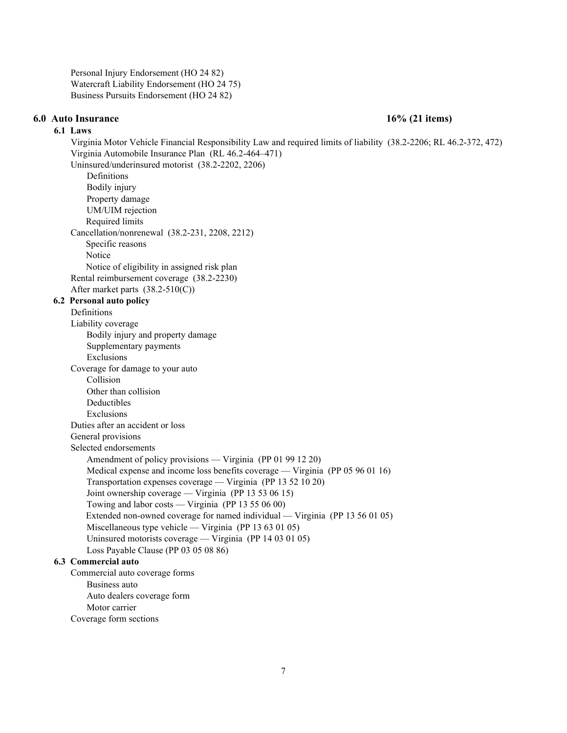- Personal Injury Endorsement (HO 24 82)
- Watercraft Liability Endorsement (HO 24 75)
- Business Pursuits Endorsement (HO 24 82)

## 6.0 Auto Insurance — 16% (21 items)

### 6.1 Laws

- Virginia Motor Vehicle Financial Responsibility Law and required limits of liability (38.2-2206; RL 46.2-372, 472)
- Virginia Automobile Insurance Plan (RL 46.2-464–471)
- Uninsured/underinsured motorist (38.2-2202, 2206)
  - Definitions
  - Bodily injury
  - Property damage
  - UM/UIM rejection
  - Required limits
- Cancellation/nonrenewal (38.2-231, 2208, 2212)
  - Specific reasons
  - Notice
  - Notice of eligibility in assigned risk plan
- Rental reimbursement coverage (38.2-2230)
- After market parts (38.2-510(C))

### 6.2 Personal auto policy

- Definitions
- Liability coverage
  - Bodily injury and property damage
  - Supplementary payments
  - Exclusions
- Coverage for damage to your auto
  - Collision
  - Other than collision
  - Deductibles
  - Exclusions
- Duties after an accident or loss
- General provisions
- Selected endorsements
  - Amendment of policy provisions — Virginia (PP 01 99 12 20)
  - Medical expense and income loss benefits coverage — Virginia (PP 05 96 01 16)
  - Transportation expenses coverage — Virginia (PP 13 52 10 20)
  - Joint ownership coverage — Virginia (PP 13 53 06 15)
  - Towing and labor costs — Virginia (PP 13 55 06 00)
  - Extended non-owned coverage for named individual — Virginia (PP 13 56 01 05)
  - Miscellaneous type vehicle — Virginia (PP 13 63 01 05)
  - Uninsured motorists coverage — Virginia (PP 14 03 01 05)
  - Loss Payable Clause (PP 03 05 08 86)

### 6.3 Commercial auto

- Commercial auto coverage forms
  - Business auto
  - Auto dealers coverage form
  - Motor carrier
- Coverage form sections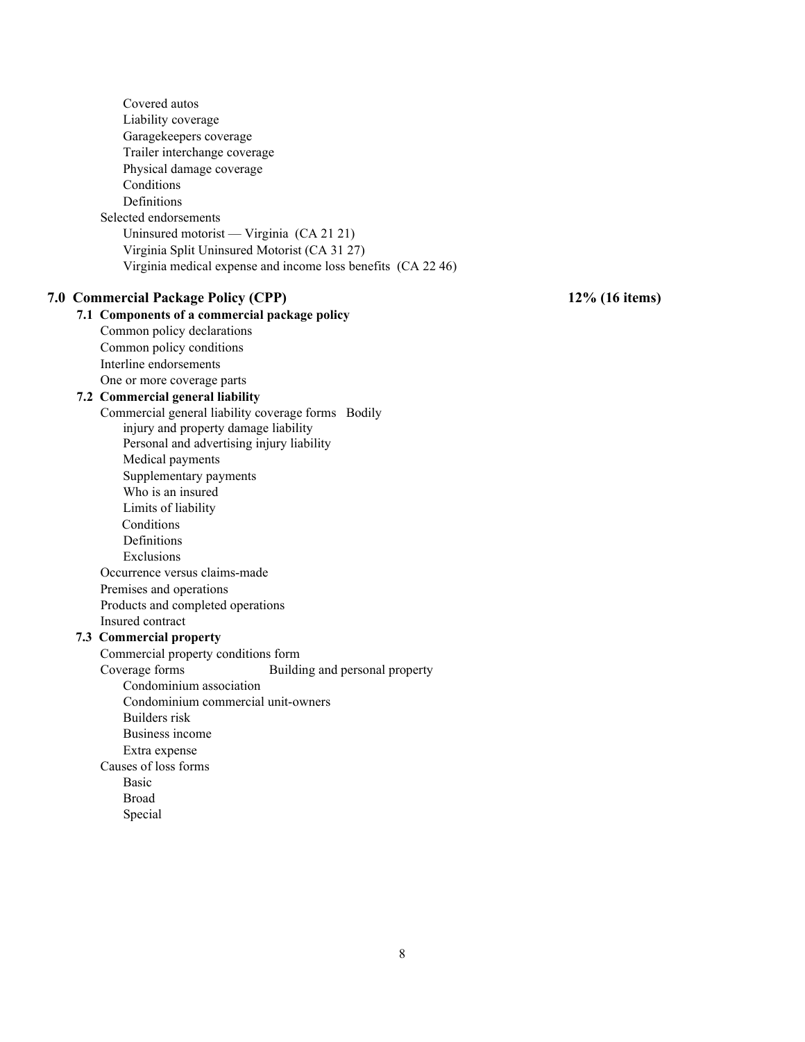- Covered autos
- Liability coverage
- Garagekeepers coverage
- Trailer interchange coverage
- Physical damage coverage
- Conditions
- Definitions

Selected endorsements

- Uninsured motorist — Virginia (CA 21 21)
- Virginia Split Uninsured Motorist (CA 31 27)
- Virginia medical expense and income loss benefits (CA 22 46)

## 7.0 Commercial Package Policy (CPP) — 12% (16 items)

### 7.1 Components of a commercial package policy

- Common policy declarations
- Common policy conditions
- Interline endorsements
- One or more coverage parts

### 7.2 Commercial general liability

Commercial general liability coverage forms

- Bodily injury and property damage liability
- Personal and advertising injury liability
- Medical payments
- Supplementary payments
- Who is an insured
- Limits of liability
- Conditions
- Definitions
- Exclusions

Occurrence versus claims-made

Premises and operations

Products and completed operations

Insured contract

### 7.3 Commercial property

Commercial property conditions form

Coverage forms

- Building and personal property
- Condominium association
- Condominium commercial unit-owners
- Builders risk
- Business income
- Extra expense

Causes of loss forms

- Basic
- Broad
- Special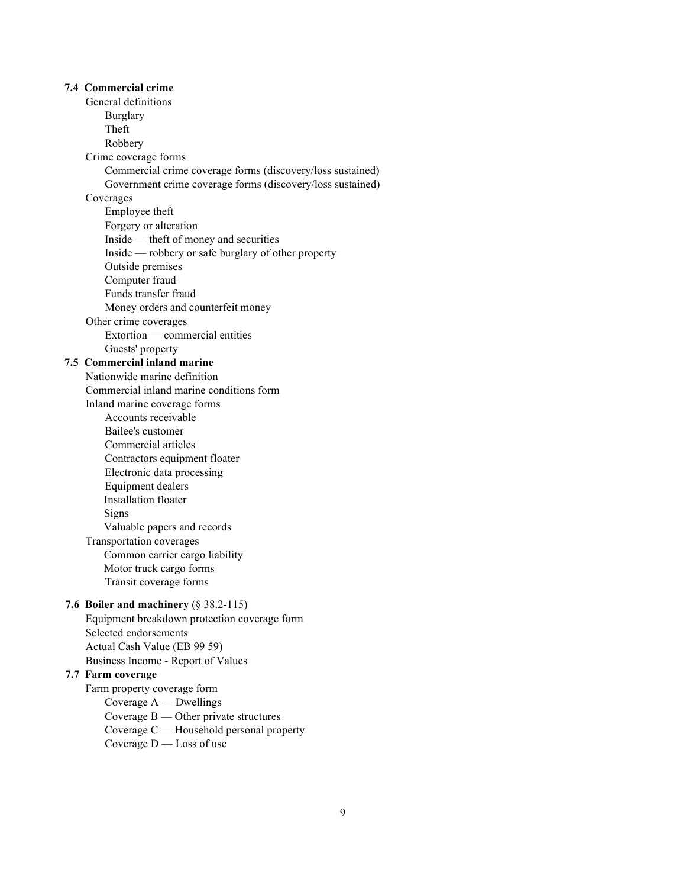**7.4 Commercial crime**

- General definitions
  - Burglary
  - Theft
  - Robbery
- Crime coverage forms
  - Commercial crime coverage forms (discovery/loss sustained)
  - Government crime coverage forms (discovery/loss sustained)
- Coverages
  - Employee theft
  - Forgery or alteration
  - Inside — theft of money and securities
  - Inside — robbery or safe burglary of other property
  - Outside premises
  - Computer fraud
  - Funds transfer fraud
  - Money orders and counterfeit money
- Other crime coverages
  - Extortion — commercial entities
  - Guests' property

**7.5 Commercial inland marine**

- Nationwide marine definition
- Commercial inland marine conditions form
- Inland marine coverage forms
  - Accounts receivable
  - Bailee's customer
  - Commercial articles
  - Contractors equipment floater
  - Electronic data processing
  - Equipment dealers
  - Installation floater
  - Signs
  - Valuable papers and records
- Transportation coverages
  - Common carrier cargo liability
  - Motor truck cargo forms
  - Transit coverage forms

**7.6 Boiler and machinery** (§ 38.2-115)

- Equipment breakdown protection coverage form
- Selected endorsements
- Actual Cash Value (EB 99 59)
- Business Income - Report of Values

**7.7 Farm coverage**

- Farm property coverage form
  - Coverage A — Dwellings
  - Coverage B — Other private structures
  - Coverage C — Household personal property
  - Coverage D — Loss of use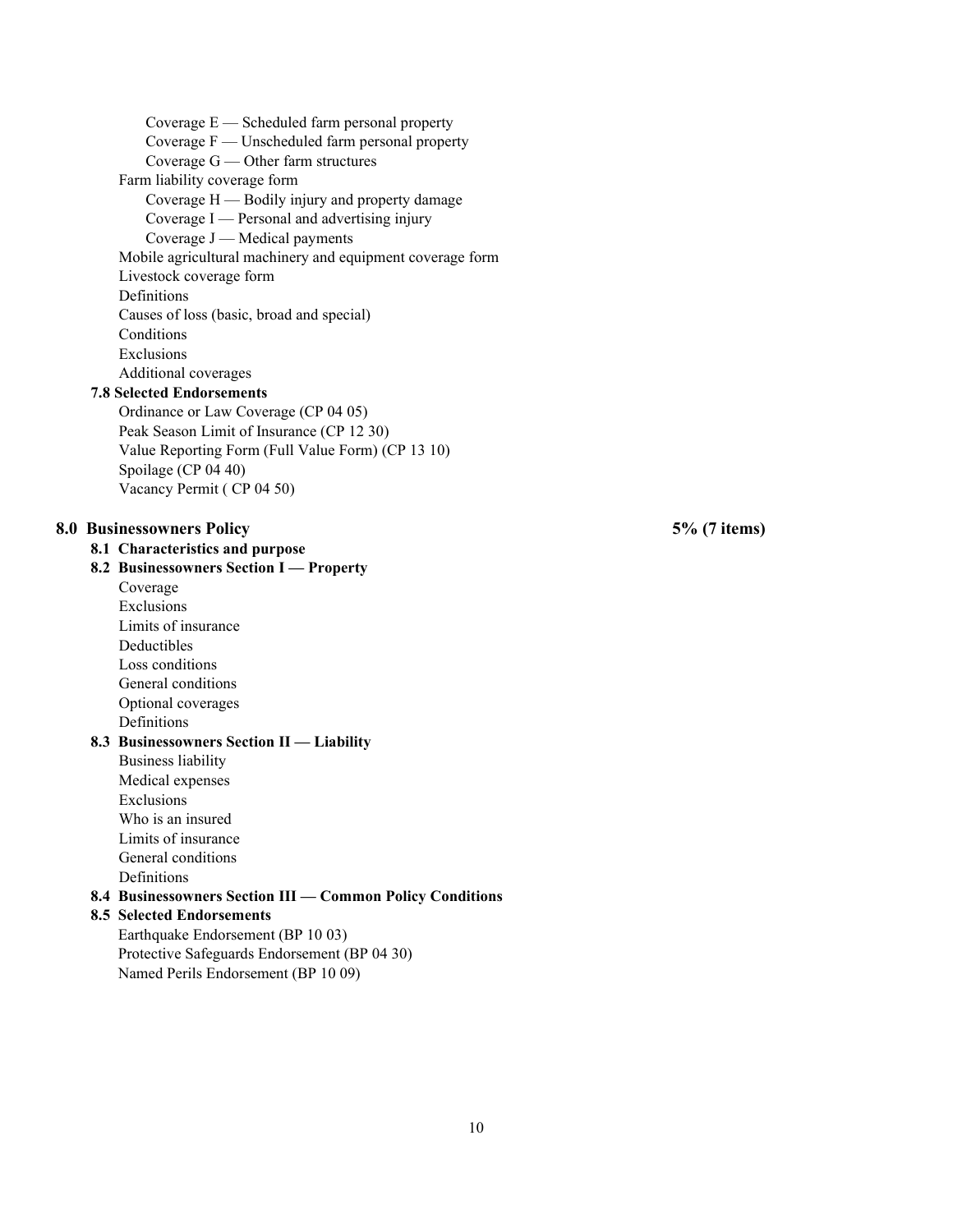- Coverage E — Scheduled farm personal property
- Coverage F — Unscheduled farm personal property
- Coverage G — Other farm structures

Farm liability coverage form

- Coverage H — Bodily injury and property damage
- Coverage I — Personal and advertising injury
- Coverage J — Medical payments

Mobile agricultural machinery and equipment coverage form
Livestock coverage form
Definitions
Causes of loss (basic, broad and special)
Conditions
Exclusions
Additional coverages

**7.8 Selected Endorsements**

Ordinance or Law Coverage (CP 04 05)
Peak Season Limit of Insurance (CP 12 30)
Value Reporting Form (Full Value Form) (CP 13 10)
Spoilage (CP 04 40)
Vacancy Permit ( CP 04 50)

## 8.0 Businessowners Policy — 5% (7 items)

**8.1 Characteristics and purpose**

**8.2 Businessowners Section I — Property**

Coverage
Exclusions
Limits of insurance
Deductibles
Loss conditions
General conditions
Optional coverages
Definitions

**8.3 Businessowners Section II — Liability**

Business liability
Medical expenses
Exclusions
Who is an insured
Limits of insurance
General conditions
Definitions

**8.4 Businessowners Section III — Common Policy Conditions**

**8.5 Selected Endorsements**

Earthquake Endorsement (BP 10 03)
Protective Safeguards Endorsement (BP 04 30)
Named Perils Endorsement (BP 10 09)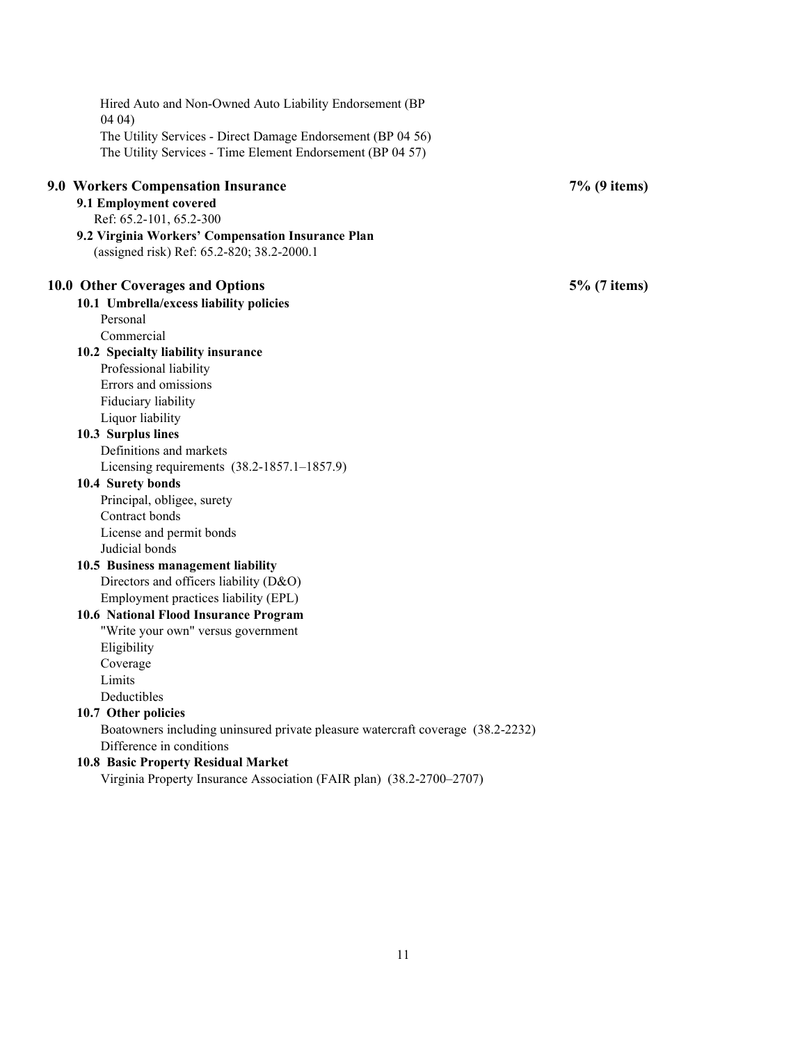Hired Auto and Non-Owned Auto Liability Endorsement (BP 04 04)
The Utility Services - Direct Damage Endorsement (BP 04 56)
The Utility Services - Time Element Endorsement (BP 04 57)

## 9.0 Workers Compensation Insurance — 7% (9 items)

**9.1 Employment covered**
Ref: 65.2-101, 65.2-300

**9.2 Virginia Workers' Compensation Insurance Plan**
(assigned risk) Ref: 65.2-820; 38.2-2000.1

## 10.0 Other Coverages and Options — 5% (7 items)

**10.1 Umbrella/excess liability policies**
- Personal
- Commercial

**10.2 Specialty liability insurance**
- Professional liability
- Errors and omissions
- Fiduciary liability
- Liquor liability

**10.3 Surplus lines**
- Definitions and markets
- Licensing requirements (38.2-1857.1–1857.9)

**10.4 Surety bonds**
- Principal, obligee, surety
- Contract bonds
- License and permit bonds
- Judicial bonds

**10.5 Business management liability**
- Directors and officers liability (D&O)
- Employment practices liability (EPL)

**10.6 National Flood Insurance Program**
- "Write your own" versus government
- Eligibility
- Coverage
- Limits
- Deductibles

**10.7 Other policies**
- Boatowners including uninsured private pleasure watercraft coverage (38.2-2232)
- Difference in conditions

**10.8 Basic Property Residual Market**
- Virginia Property Insurance Association (FAIR plan) (38.2-2700–2707)